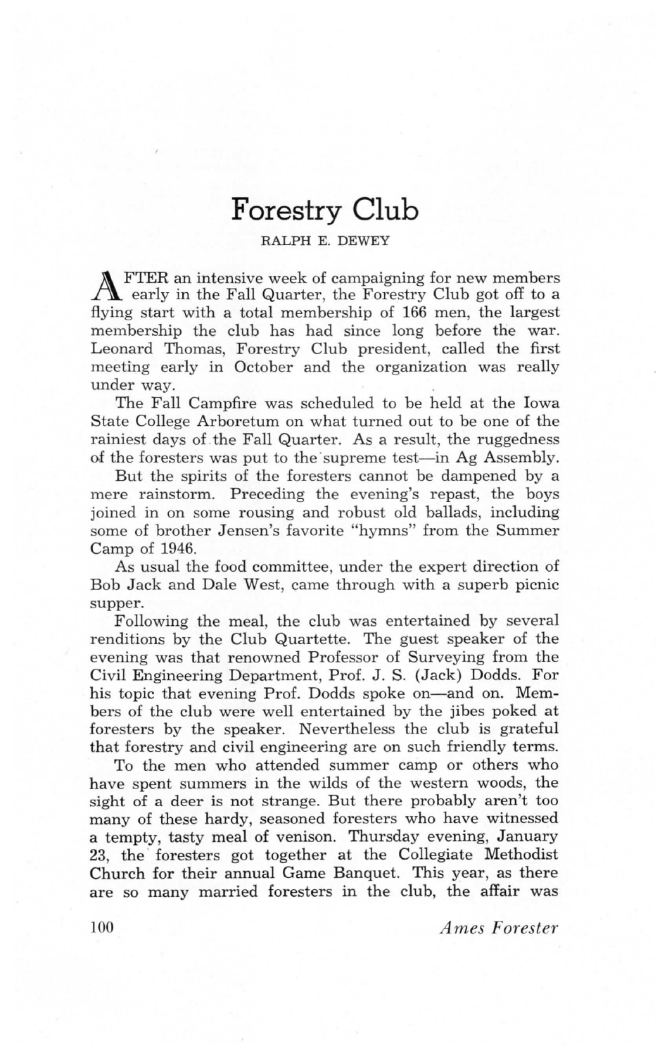# Forestry Club

RALPH E. DEWEY

AFTER an intensive week of campaigning for new members early in the Fall Quarter, the Forestry Club got off to a flying start with a total membership of 166 men, the largest membership the club has had since long before the war. Leonard Thomas, Forestry Club president, called the first meeting early in October and the organization was really under way.

The Fall Campfire was scheduled to be held at the Iowa State College Arboretum on what turned out to be one of the rainiest days of the Fall Quarter. As a result, the ruggedness of the foresters was put to the supreme test—in Ag Assembly.

But the spirits of the foresters cannot be dampened by a mere rainstorm. Preceding the evening's repast, the boys joined in on some rousing and robust old ballads, including some of brother Jensen's favorite "hymns" from the Summer Camp of 1946.

As usual the food committee, under the expert direction of Bob Jack and Dale West, came through with a superb picnic supper.

Following the meal, the club was entertained by several renditions by the Club Quartette. The guest speaker of the evening was that renowned Professor of Surveying from the Civil Engineering Department, Prof. J. S. (Jack) Dodds. For his topic that evening Prof. Dodds spoke on—and on. Members of the club were well entertained by the jibes poked at foresters by the speaker. Nevertheless the club is grateful that forestry and civil engineering are on such friendly terms.

To the men who attended summer camp or others who have spent summers in the wilds of the western woods, the sight of a deer is not strange. But there probably aren't too many of these hardy, seasoned foresters who have witnessed a tempty, tasty meal of venison. Thursday evening, January 23, the foresters got together at the Collegiate Methodist Church for their annual Game Banquet. This year, as there are so many married foresters in the club, the affair was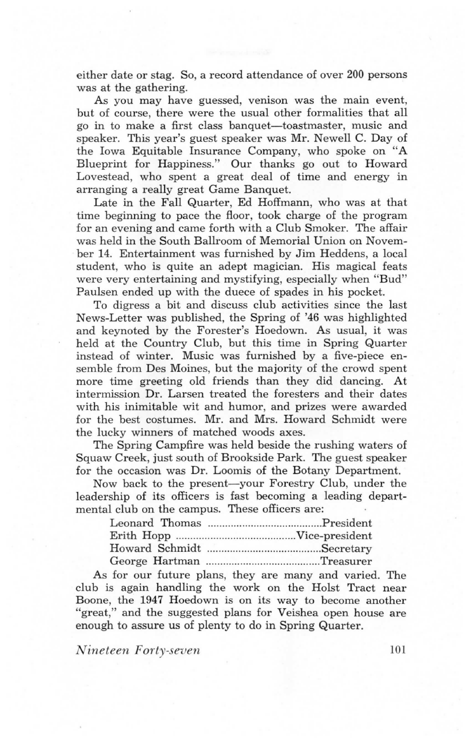either date or stag. So, a record attendance of over 200 persons was at the gathering.

As you may have guessed, venison was the main event, but of course, there were the usual other formalities that all go in to make a first class banquet—toastmaster, music and speaker. This year's guest speaker was Mr. Newell C. Day of the Iowa Equitable Insurance Company, who spoke on "A Blueprint for Happiness." Our thanks go out to Howard Lovestead, who spent a great deal of time and energy in arranging a really great Game Banquet.

Late in the Fall Quarter, Ed Hoffmann, who was at that time beginning to pace the floor, took charge of the program for an evening and came forth with a Club Smoker. The affair was held in the South Ballroom of Memorial Union on November 14. Entertainment was furnished by Jim Heddens, a local student, who is quite an adept magician. His magical feats were very entertaining and mystifying, especially when "Bud" Paulsen ended up with the duece of spades in his pocket.

To digress a bit and discuss club activities since the last News-Letter was published, the Spring of '46 was highlighted and keynoted by the Forester's Hoedown. As usual, it was held at the Country Club, but this time in Spring Quarter instead of winter. Music was furnished by a five-piece ensemble from Des Moines, but the majority of the crowd spent more time greeting old friends than they did dancing. At intermission Dr. Larsen treated the foresters and their dates with his inimitable wit and humor, and prizes were awarded for the best costumes. Mr. and Mrs. Howard Schmidt were the lucky winners of matched woods axes.

The Spring Campfire was held beside the rushing waters of Squaw Creek, just south of Brookside Park. The guest speaker for the occasion was Dr. Loomis of the Botany Department.

Now back to the present—your Forestry Club, under the leadership of its officers is fast becoming a leading departmental club on the campus. These officers are:

| | |
|---|---|
| Leonard Thomas | President |
| Erith Hopp | Vice-president |
| Howard Schmidt | Secretary |
| George Hartman | Treasurer |

As for our future plans, they are many and varied. The club is again handling the work on the Holst Tract near Boone, the 1947 Hoedown is on its way to become another "great," and the suggested plans for Veishea open house are enough to assure us of plenty to do in Spring Quarter.